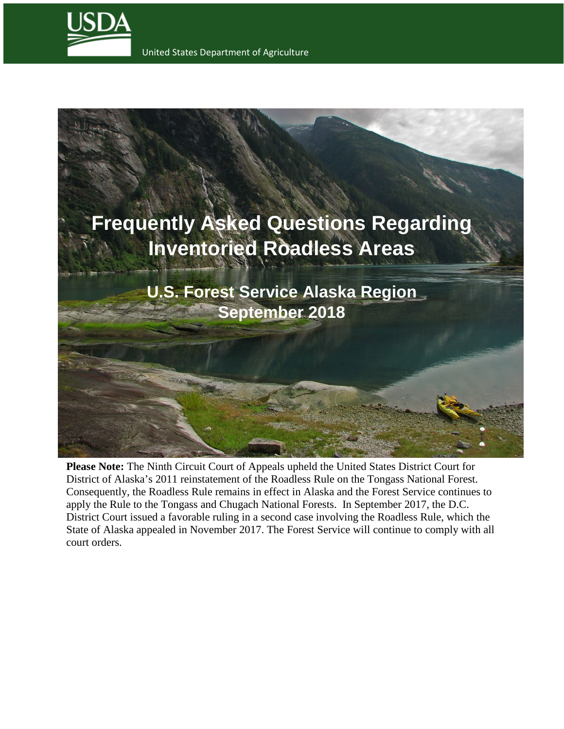USDA

United States Department of Agriculture

# Frequently Asked Questions Regarding Inventoried Roadless Areas

## U.S. Forest Service Alaska Region
## September 2018

**Please Note:** The Ninth Circuit Court of Appeals upheld the United States District Court for District of Alaska's 2011 reinstatement of the Roadless Rule on the Tongass National Forest. Consequently, the Roadless Rule remains in effect in Alaska and the Forest Service continues to apply the Rule to the Tongass and Chugach National Forests. In September 2017, the D.C. District Court issued a favorable ruling in a second case involving the Roadless Rule, which the State of Alaska appealed in November 2017. The Forest Service will continue to comply with all court orders.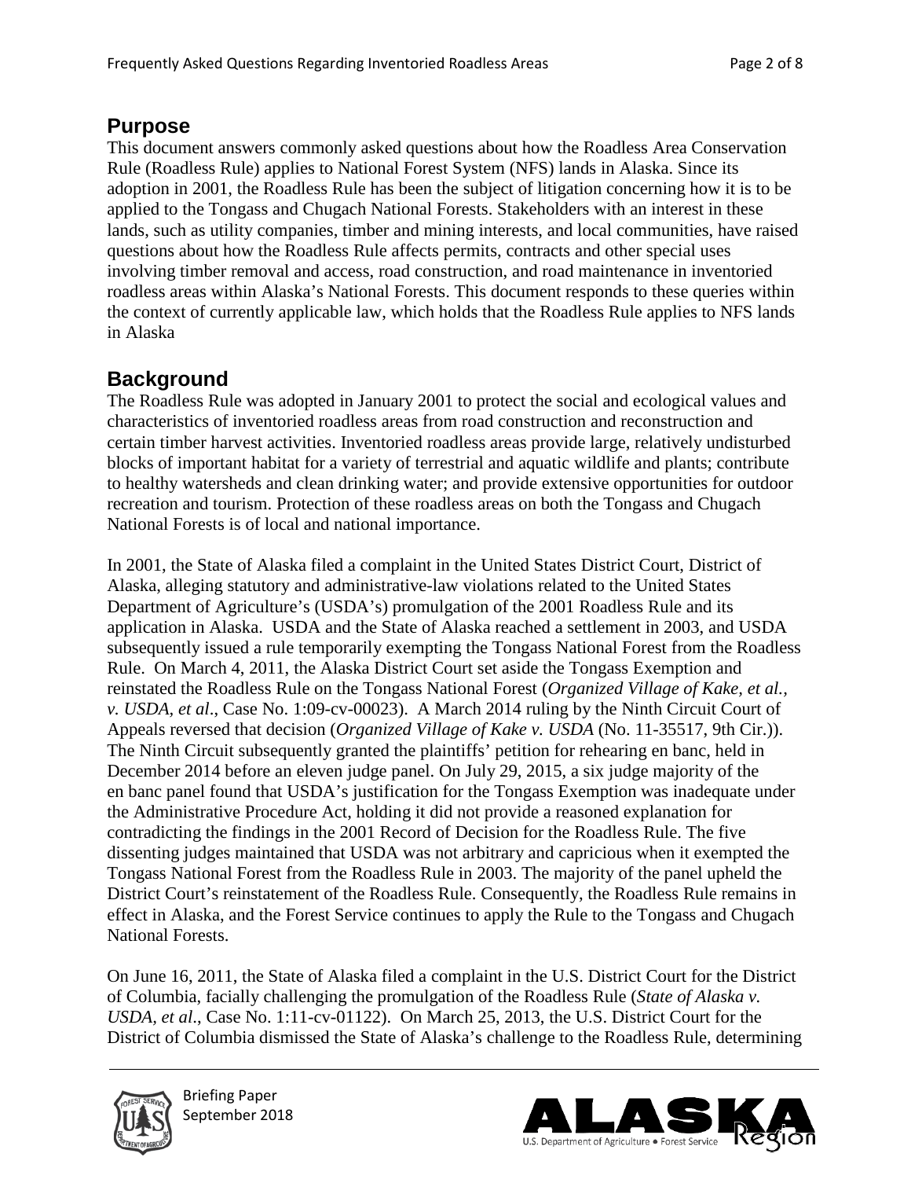## Purpose

This document answers commonly asked questions about how the Roadless Area Conservation Rule (Roadless Rule) applies to National Forest System (NFS) lands in Alaska. Since its adoption in 2001, the Roadless Rule has been the subject of litigation concerning how it is to be applied to the Tongass and Chugach National Forests. Stakeholders with an interest in these lands, such as utility companies, timber and mining interests, and local communities, have raised questions about how the Roadless Rule affects permits, contracts and other special uses involving timber removal and access, road construction, and road maintenance in inventoried roadless areas within Alaska's National Forests. This document responds to these queries within the context of currently applicable law, which holds that the Roadless Rule applies to NFS lands in Alaska

## Background

The Roadless Rule was adopted in January 2001 to protect the social and ecological values and characteristics of inventoried roadless areas from road construction and reconstruction and certain timber harvest activities. Inventoried roadless areas provide large, relatively undisturbed blocks of important habitat for a variety of terrestrial and aquatic wildlife and plants; contribute to healthy watersheds and clean drinking water; and provide extensive opportunities for outdoor recreation and tourism. Protection of these roadless areas on both the Tongass and Chugach National Forests is of local and national importance.

In 2001, the State of Alaska filed a complaint in the United States District Court, District of Alaska, alleging statutory and administrative-law violations related to the United States Department of Agriculture's (USDA's) promulgation of the 2001 Roadless Rule and its application in Alaska. USDA and the State of Alaska reached a settlement in 2003, and USDA subsequently issued a rule temporarily exempting the Tongass National Forest from the Roadless Rule. On March 4, 2011, the Alaska District Court set aside the Tongass Exemption and reinstated the Roadless Rule on the Tongass National Forest (*Organized Village of Kake, et al., v. USDA, et al*., Case No. 1:09-cv-00023). A March 2014 ruling by the Ninth Circuit Court of Appeals reversed that decision (*Organized Village of Kake v. USDA* (No. 11-35517, 9th Cir.)). The Ninth Circuit subsequently granted the plaintiffs' petition for rehearing en banc, held in December 2014 before an eleven judge panel. On July 29, 2015, a six judge majority of the en banc panel found that USDA's justification for the Tongass Exemption was inadequate under the Administrative Procedure Act, holding it did not provide a reasoned explanation for contradicting the findings in the 2001 Record of Decision for the Roadless Rule. The five dissenting judges maintained that USDA was not arbitrary and capricious when it exempted the Tongass National Forest from the Roadless Rule in 2003. The majority of the panel upheld the District Court's reinstatement of the Roadless Rule. Consequently, the Roadless Rule remains in effect in Alaska, and the Forest Service continues to apply the Rule to the Tongass and Chugach National Forests.

On June 16, 2011, the State of Alaska filed a complaint in the U.S. District Court for the District of Columbia, facially challenging the promulgation of the Roadless Rule (*State of Alaska v. USDA, et al*., Case No. 1:11-cv-01122). On March 25, 2013, the U.S. District Court for the District of Columbia dismissed the State of Alaska's challenge to the Roadless Rule, determining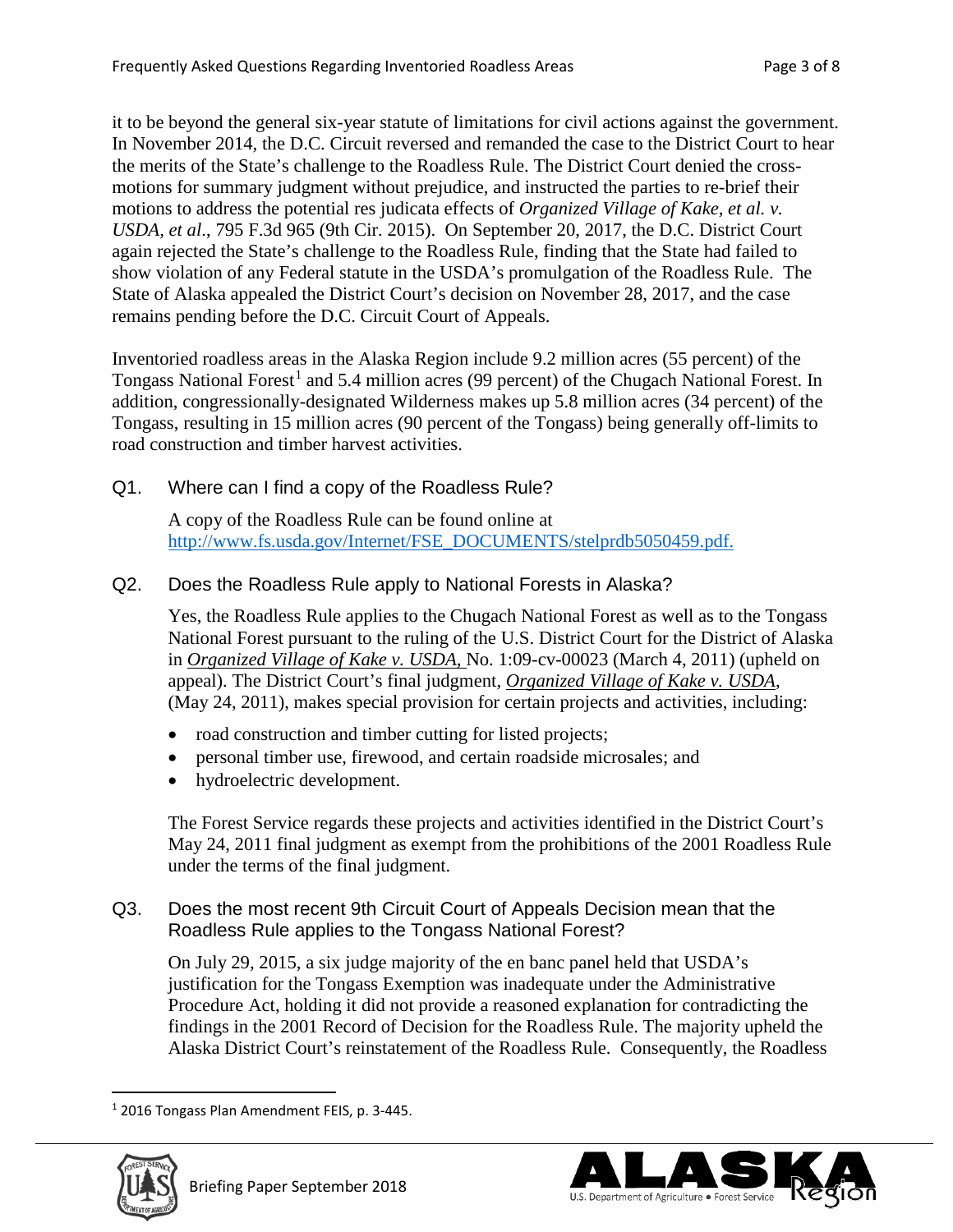it to be beyond the general six-year statute of limitations for civil actions against the government. In November 2014, the D.C. Circuit reversed and remanded the case to the District Court to hear the merits of the State's challenge to the Roadless Rule. The District Court denied the cross-motions for summary judgment without prejudice, and instructed the parties to re-brief their motions to address the potential res judicata effects of *Organized Village of Kake, et al. v. USDA, et al*., 795 F.3d 965 (9th Cir. 2015). On September 20, 2017, the D.C. District Court again rejected the State's challenge to the Roadless Rule, finding that the State had failed to show violation of any Federal statute in the USDA's promulgation of the Roadless Rule. The State of Alaska appealed the District Court's decision on November 28, 2017, and the case remains pending before the D.C. Circuit Court of Appeals.

Inventoried roadless areas in the Alaska Region include 9.2 million acres (55 percent) of the Tongass National Forest[1] and 5.4 million acres (99 percent) of the Chugach National Forest. In addition, congressionally-designated Wilderness makes up 5.8 million acres (34 percent) of the Tongass, resulting in 15 million acres (90 percent of the Tongass) being generally off-limits to road construction and timber harvest activities.

### Q1. Where can I find a copy of the Roadless Rule?

A copy of the Roadless Rule can be found online at http://www.fs.usda.gov/Internet/FSE_DOCUMENTS/stelprdb5050459.pdf.

### Q2. Does the Roadless Rule apply to National Forests in Alaska?

Yes, the Roadless Rule applies to the Chugach National Forest as well as to the Tongass National Forest pursuant to the ruling of the U.S. District Court for the District of Alaska in *Organized Village of Kake v. USDA,* No. 1:09-cv-00023 (March 4, 2011) (upheld on appeal). The District Court's final judgment, *Organized Village of Kake v. USDA*, (May 24, 2011), makes special provision for certain projects and activities, including:

- road construction and timber cutting for listed projects;
- personal timber use, firewood, and certain roadside microsales; and
- hydroelectric development.

The Forest Service regards these projects and activities identified in the District Court's May 24, 2011 final judgment as exempt from the prohibitions of the 2001 Roadless Rule under the terms of the final judgment.

### Q3. Does the most recent 9th Circuit Court of Appeals Decision mean that the Roadless Rule applies to the Tongass National Forest?

On July 29, 2015, a six judge majority of the en banc panel held that USDA's justification for the Tongass Exemption was inadequate under the Administrative Procedure Act, holding it did not provide a reasoned explanation for contradicting the findings in the 2001 Record of Decision for the Roadless Rule. The majority upheld the Alaska District Court's reinstatement of the Roadless Rule. Consequently, the Roadless

[1] 2016 Tongass Plan Amendment FEIS, p. 3-445.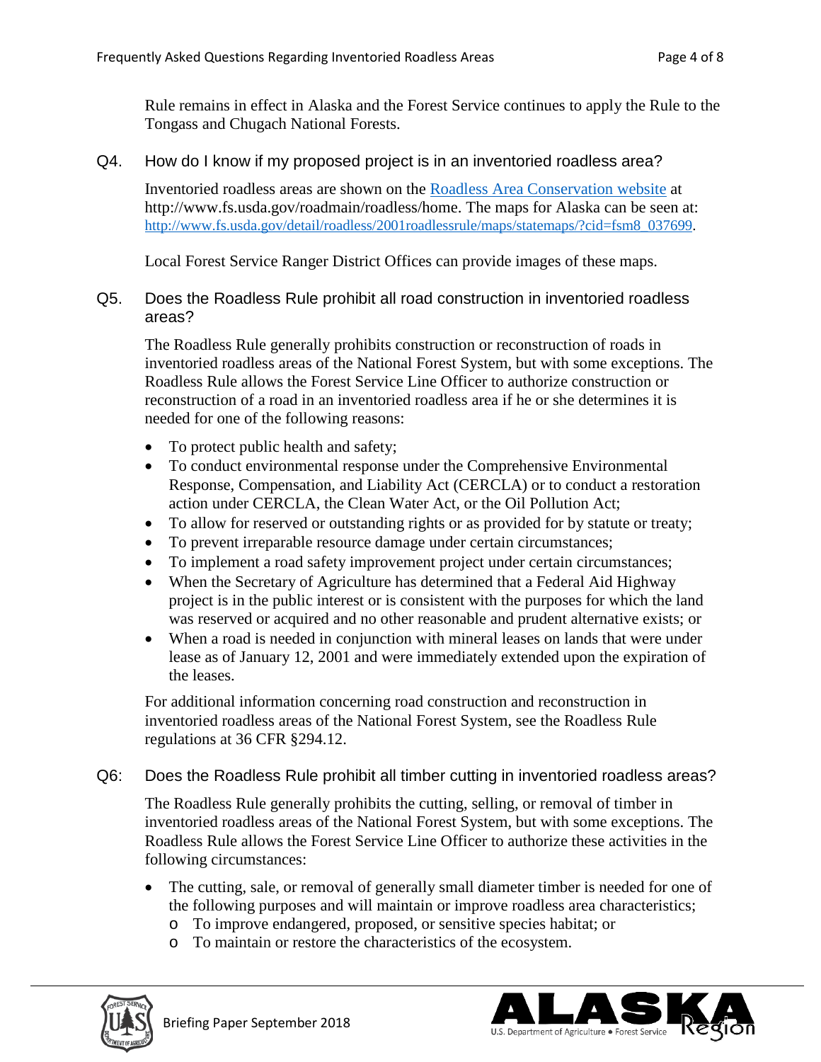Rule remains in effect in Alaska and the Forest Service continues to apply the Rule to the Tongass and Chugach National Forests.

## Q4. How do I know if my proposed project is in an inventoried roadless area?

Inventoried roadless areas are shown on the [Roadless Area Conservation website](http://www.fs.usda.gov/roadmain/roadless/home) at http://www.fs.usda.gov/roadmain/roadless/home. The maps for Alaska can be seen at: http://www.fs.usda.gov/detail/roadless/2001roadlessrule/maps/statemaps/?cid=fsm8_037699.

Local Forest Service Ranger District Offices can provide images of these maps.

## Q5. Does the Roadless Rule prohibit all road construction in inventoried roadless areas?

The Roadless Rule generally prohibits construction or reconstruction of roads in inventoried roadless areas of the National Forest System, but with some exceptions. The Roadless Rule allows the Forest Service Line Officer to authorize construction or reconstruction of a road in an inventoried roadless area if he or she determines it is needed for one of the following reasons:

- To protect public health and safety;
- To conduct environmental response under the Comprehensive Environmental Response, Compensation, and Liability Act (CERCLA) or to conduct a restoration action under CERCLA, the Clean Water Act, or the Oil Pollution Act;
- To allow for reserved or outstanding rights or as provided for by statute or treaty;
- To prevent irreparable resource damage under certain circumstances;
- To implement a road safety improvement project under certain circumstances;
- When the Secretary of Agriculture has determined that a Federal Aid Highway project is in the public interest or is consistent with the purposes for which the land was reserved or acquired and no other reasonable and prudent alternative exists; or
- When a road is needed in conjunction with mineral leases on lands that were under lease as of January 12, 2001 and were immediately extended upon the expiration of the leases.

For additional information concerning road construction and reconstruction in inventoried roadless areas of the National Forest System, see the Roadless Rule regulations at 36 CFR §294.12.

## Q6: Does the Roadless Rule prohibit all timber cutting in inventoried roadless areas?

The Roadless Rule generally prohibits the cutting, selling, or removal of timber in inventoried roadless areas of the National Forest System, but with some exceptions. The Roadless Rule allows the Forest Service Line Officer to authorize these activities in the following circumstances:

- The cutting, sale, or removal of generally small diameter timber is needed for one of the following purposes and will maintain or improve roadless area characteristics;
  - To improve endangered, proposed, or sensitive species habitat; or
  - To maintain or restore the characteristics of the ecosystem.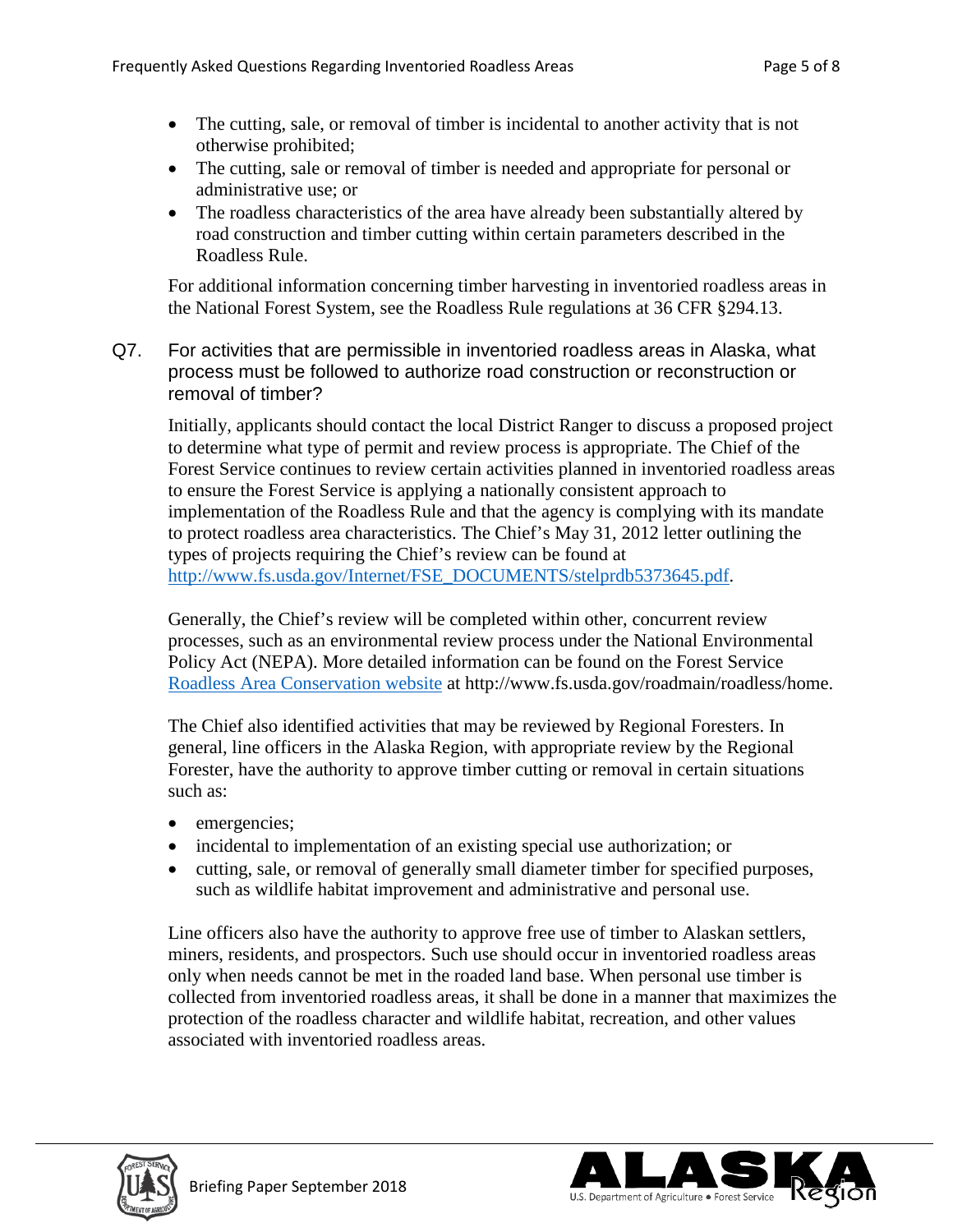- The cutting, sale, or removal of timber is incidental to another activity that is not otherwise prohibited;
- The cutting, sale or removal of timber is needed and appropriate for personal or administrative use; or
- The roadless characteristics of the area have already been substantially altered by road construction and timber cutting within certain parameters described in the Roadless Rule.

For additional information concerning timber harvesting in inventoried roadless areas in the National Forest System, see the Roadless Rule regulations at 36 CFR §294.13.

Q7. For activities that are permissible in inventoried roadless areas in Alaska, what process must be followed to authorize road construction or reconstruction or removal of timber?

Initially, applicants should contact the local District Ranger to discuss a proposed project to determine what type of permit and review process is appropriate. The Chief of the Forest Service continues to review certain activities planned in inventoried roadless areas to ensure the Forest Service is applying a nationally consistent approach to implementation of the Roadless Rule and that the agency is complying with its mandate to protect roadless area characteristics. The Chief's May 31, 2012 letter outlining the types of projects requiring the Chief's review can be found at [http://www.fs.usda.gov/Internet/FSE_DOCUMENTS/stelprdb5373645.pdf](http://www.fs.usda.gov/Internet/FSE_DOCUMENTS/stelprdb5373645.pdf).

Generally, the Chief's review will be completed within other, concurrent review processes, such as an environmental review process under the National Environmental Policy Act (NEPA). More detailed information can be found on the Forest Service [Roadless Area Conservation website](http://www.fs.usda.gov/roadmain/roadless/home) at http://www.fs.usda.gov/roadmain/roadless/home.

The Chief also identified activities that may be reviewed by Regional Foresters. In general, line officers in the Alaska Region, with appropriate review by the Regional Forester, have the authority to approve timber cutting or removal in certain situations such as:

- emergencies;
- incidental to implementation of an existing special use authorization; or
- cutting, sale, or removal of generally small diameter timber for specified purposes, such as wildlife habitat improvement and administrative and personal use.

Line officers also have the authority to approve free use of timber to Alaskan settlers, miners, residents, and prospectors. Such use should occur in inventoried roadless areas only when needs cannot be met in the roaded land base. When personal use timber is collected from inventoried roadless areas, it shall be done in a manner that maximizes the protection of the roadless character and wildlife habitat, recreation, and other values associated with inventoried roadless areas.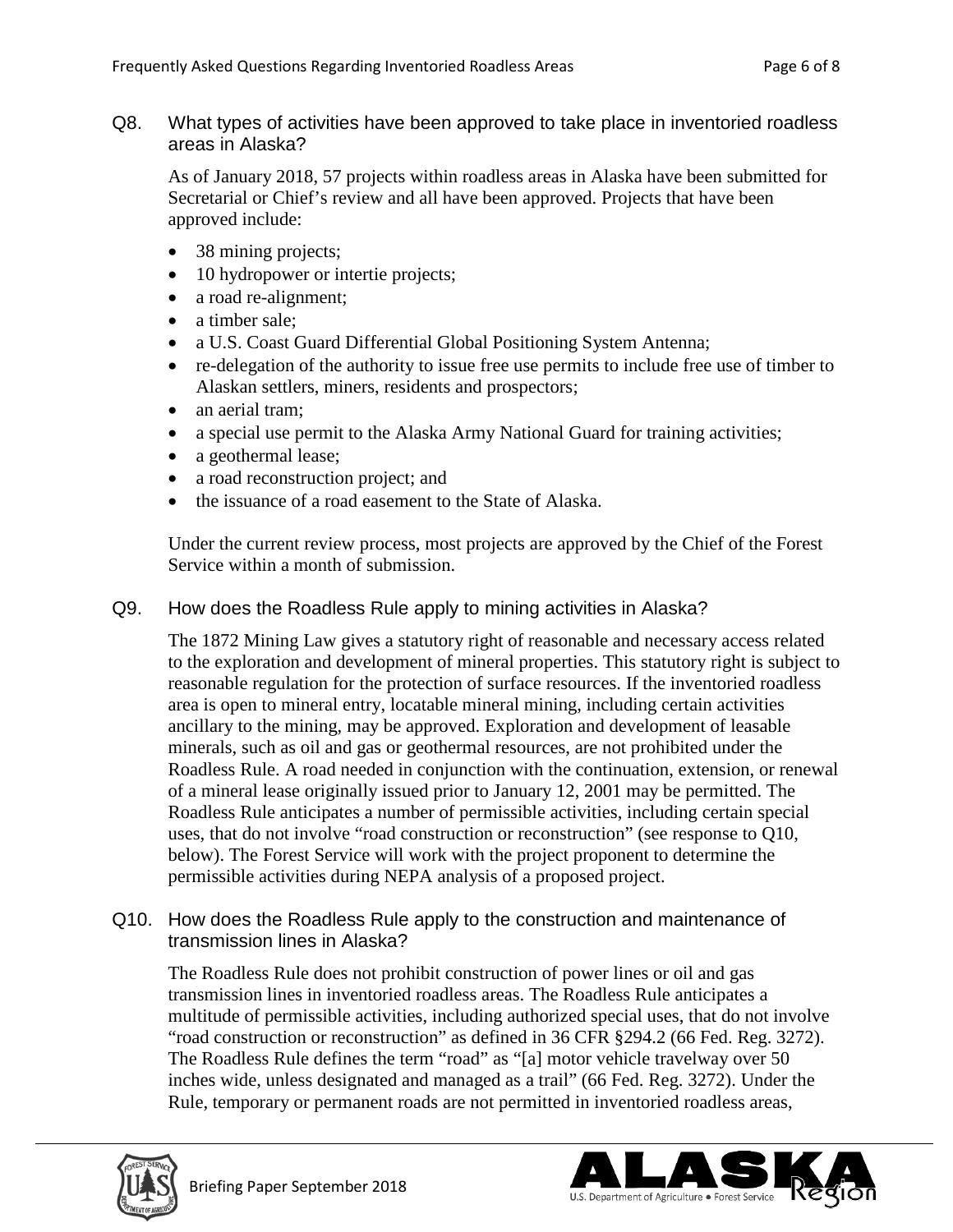Q8. What types of activities have been approved to take place in inventoried roadless areas in Alaska?

As of January 2018, 57 projects within roadless areas in Alaska have been submitted for Secretarial or Chief's review and all have been approved. Projects that have been approved include:

- 38 mining projects;
- 10 hydropower or intertie projects;
- a road re-alignment;
- a timber sale;
- a U.S. Coast Guard Differential Global Positioning System Antenna;
- re-delegation of the authority to issue free use permits to include free use of timber to Alaskan settlers, miners, residents and prospectors;
- an aerial tram;
- a special use permit to the Alaska Army National Guard for training activities;
- a geothermal lease;
- a road reconstruction project; and
- the issuance of a road easement to the State of Alaska.

Under the current review process, most projects are approved by the Chief of the Forest Service within a month of submission.

Q9. How does the Roadless Rule apply to mining activities in Alaska?

The 1872 Mining Law gives a statutory right of reasonable and necessary access related to the exploration and development of mineral properties. This statutory right is subject to reasonable regulation for the protection of surface resources. If the inventoried roadless area is open to mineral entry, locatable mineral mining, including certain activities ancillary to the mining, may be approved. Exploration and development of leasable minerals, such as oil and gas or geothermal resources, are not prohibited under the Roadless Rule. A road needed in conjunction with the continuation, extension, or renewal of a mineral lease originally issued prior to January 12, 2001 may be permitted. The Roadless Rule anticipates a number of permissible activities, including certain special uses, that do not involve "road construction or reconstruction" (see response to Q10, below). The Forest Service will work with the project proponent to determine the permissible activities during NEPA analysis of a proposed project.

Q10. How does the Roadless Rule apply to the construction and maintenance of transmission lines in Alaska?

The Roadless Rule does not prohibit construction of power lines or oil and gas transmission lines in inventoried roadless areas. The Roadless Rule anticipates a multitude of permissible activities, including authorized special uses, that do not involve "road construction or reconstruction" as defined in 36 CFR §294.2 (66 Fed. Reg. 3272). The Roadless Rule defines the term "road" as "[a] motor vehicle travelway over 50 inches wide, unless designated and managed as a trail" (66 Fed. Reg. 3272). Under the Rule, temporary or permanent roads are not permitted in inventoried roadless areas,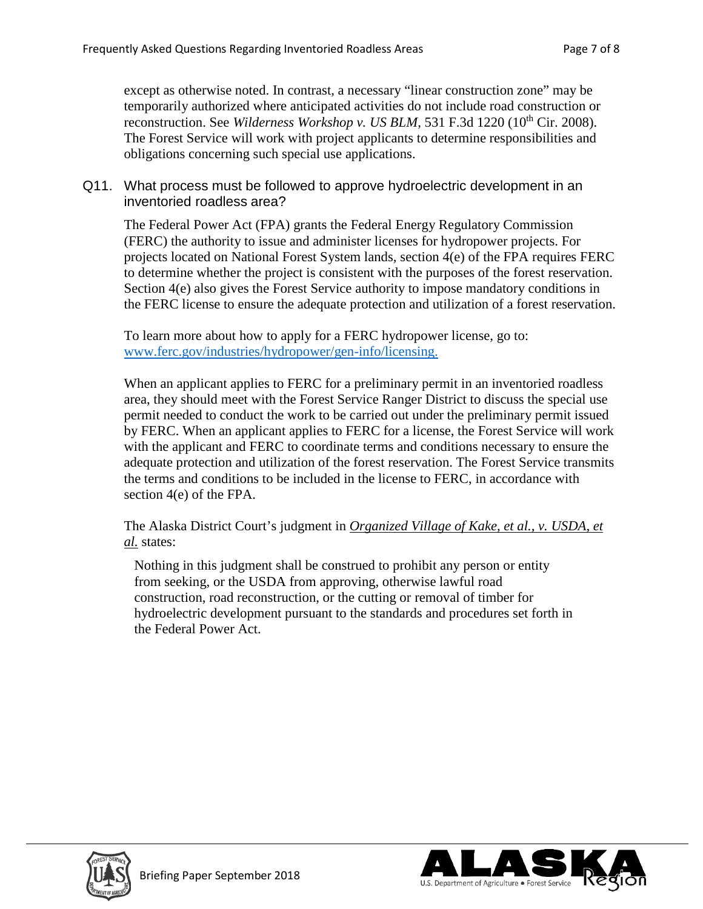except as otherwise noted. In contrast, a necessary "linear construction zone" may be temporarily authorized where anticipated activities do not include road construction or reconstruction. See *Wilderness Workshop v. US BLM*, 531 F.3d 1220 (10th Cir. 2008). The Forest Service will work with project applicants to determine responsibilities and obligations concerning such special use applications.

### Q11. What process must be followed to approve hydroelectric development in an inventoried roadless area?

The Federal Power Act (FPA) grants the Federal Energy Regulatory Commission (FERC) the authority to issue and administer licenses for hydropower projects. For projects located on National Forest System lands, section 4(e) of the FPA requires FERC to determine whether the project is consistent with the purposes of the forest reservation. Section 4(e) also gives the Forest Service authority to impose mandatory conditions in the FERC license to ensure the adequate protection and utilization of a forest reservation.

To learn more about how to apply for a FERC hydropower license, go to: [www.ferc.gov/industries/hydropower/gen-info/licensing.](www.ferc.gov/industries/hydropower/gen-info/licensing)

When an applicant applies to FERC for a preliminary permit in an inventoried roadless area, they should meet with the Forest Service Ranger District to discuss the special use permit needed to conduct the work to be carried out under the preliminary permit issued by FERC. When an applicant applies to FERC for a license, the Forest Service will work with the applicant and FERC to coordinate terms and conditions necessary to ensure the adequate protection and utilization of the forest reservation. The Forest Service transmits the terms and conditions to be included in the license to FERC, in accordance with section 4(e) of the FPA.

The Alaska District Court's judgment in *Organized Village of Kake, et al., v. USDA, et al.* states:

> Nothing in this judgment shall be construed to prohibit any person or entity from seeking, or the USDA from approving, otherwise lawful road construction, road reconstruction, or the cutting or removal of timber for hydroelectric development pursuant to the standards and procedures set forth in the Federal Power Act.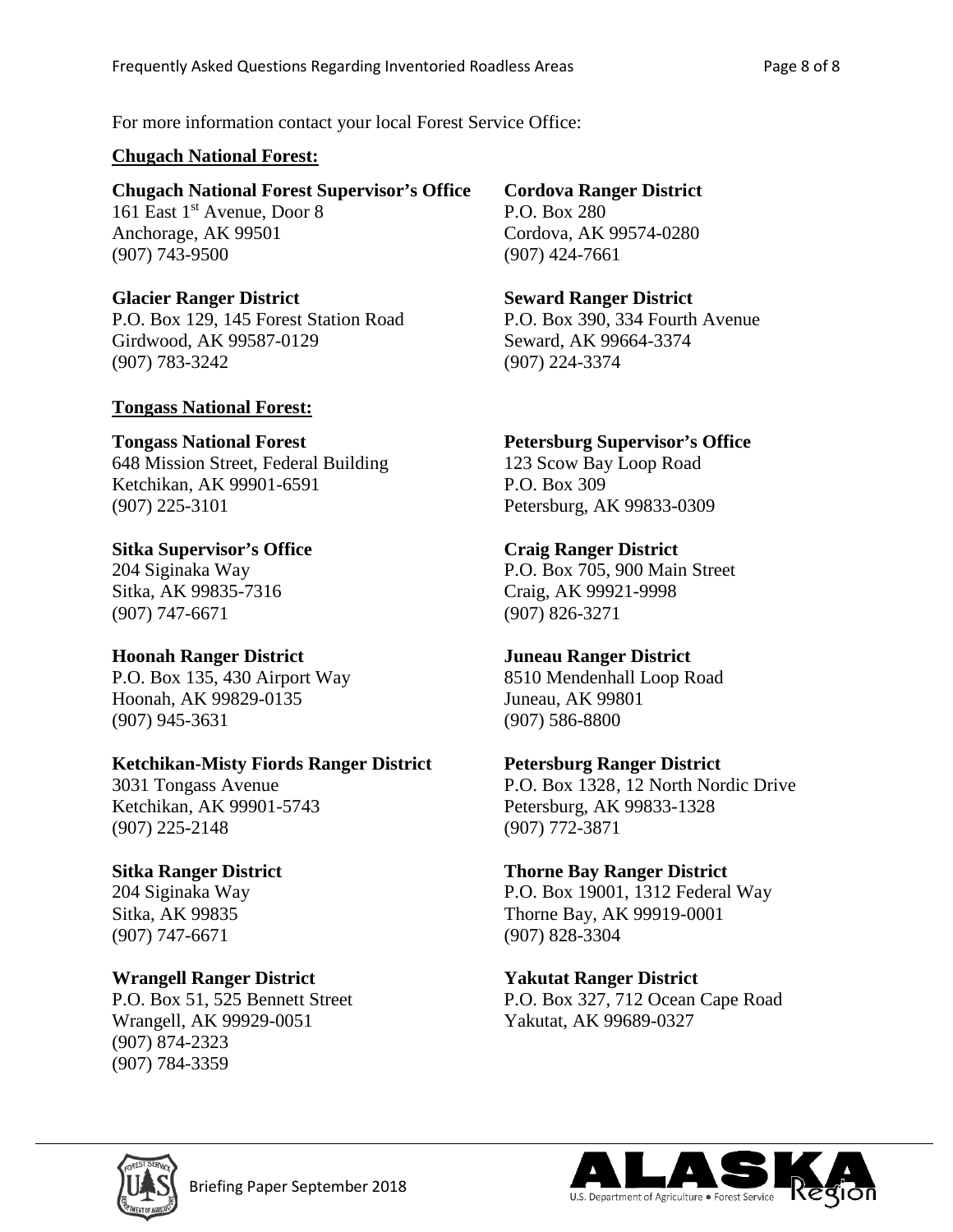For more information contact your local Forest Service Office:

**Chugach National Forest:**

**Chugach National Forest Supervisor's Office**
161 East 1st Avenue, Door 8
Anchorage, AK 99501
(907) 743-9500

**Cordova Ranger District**
P.O. Box 280
Cordova, AK 99574-0280
(907) 424-7661

**Glacier Ranger District**
P.O. Box 129, 145 Forest Station Road
Girdwood, AK 99587-0129
(907) 783-3242

**Seward Ranger District**
P.O. Box 390, 334 Fourth Avenue
Seward, AK 99664-3374
(907) 224-3374

**Tongass National Forest:**

**Tongass National Forest**
648 Mission Street, Federal Building
Ketchikan, AK 99901-6591
(907) 225-3101

**Petersburg Supervisor's Office**
123 Scow Bay Loop Road
P.O. Box 309
Petersburg, AK 99833-0309

**Sitka Supervisor's Office**
204 Siginaka Way
Sitka, AK 99835-7316
(907) 747-6671

**Craig Ranger District**
P.O. Box 705, 900 Main Street
Craig, AK 99921-9998
(907) 826-3271

**Hoonah Ranger District**
P.O. Box 135, 430 Airport Way
Hoonah, AK 99829-0135
(907) 945-3631

**Juneau Ranger District**
8510 Mendenhall Loop Road
Juneau, AK 99801
(907) 586-8800

**Ketchikan-Misty Fiords Ranger District**
3031 Tongass Avenue
Ketchikan, AK 99901-5743
(907) 225-2148

**Petersburg Ranger District**
P.O. Box 1328, 12 North Nordic Drive
Petersburg, AK 99833-1328
(907) 772-3871

**Sitka Ranger District**
204 Siginaka Way
Sitka, AK 99835
(907) 747-6671

**Thorne Bay Ranger District**
P.O. Box 19001, 1312 Federal Way
Thorne Bay, AK 99919-0001
(907) 828-3304

**Wrangell Ranger District**
P.O. Box 51, 525 Bennett Street
Wrangell, AK 99929-0051
(907) 874-2323
(907) 784-3359

**Yakutat Ranger District**
P.O. Box 327, 712 Ocean Cape Road
Yakutat, AK 99689-0327